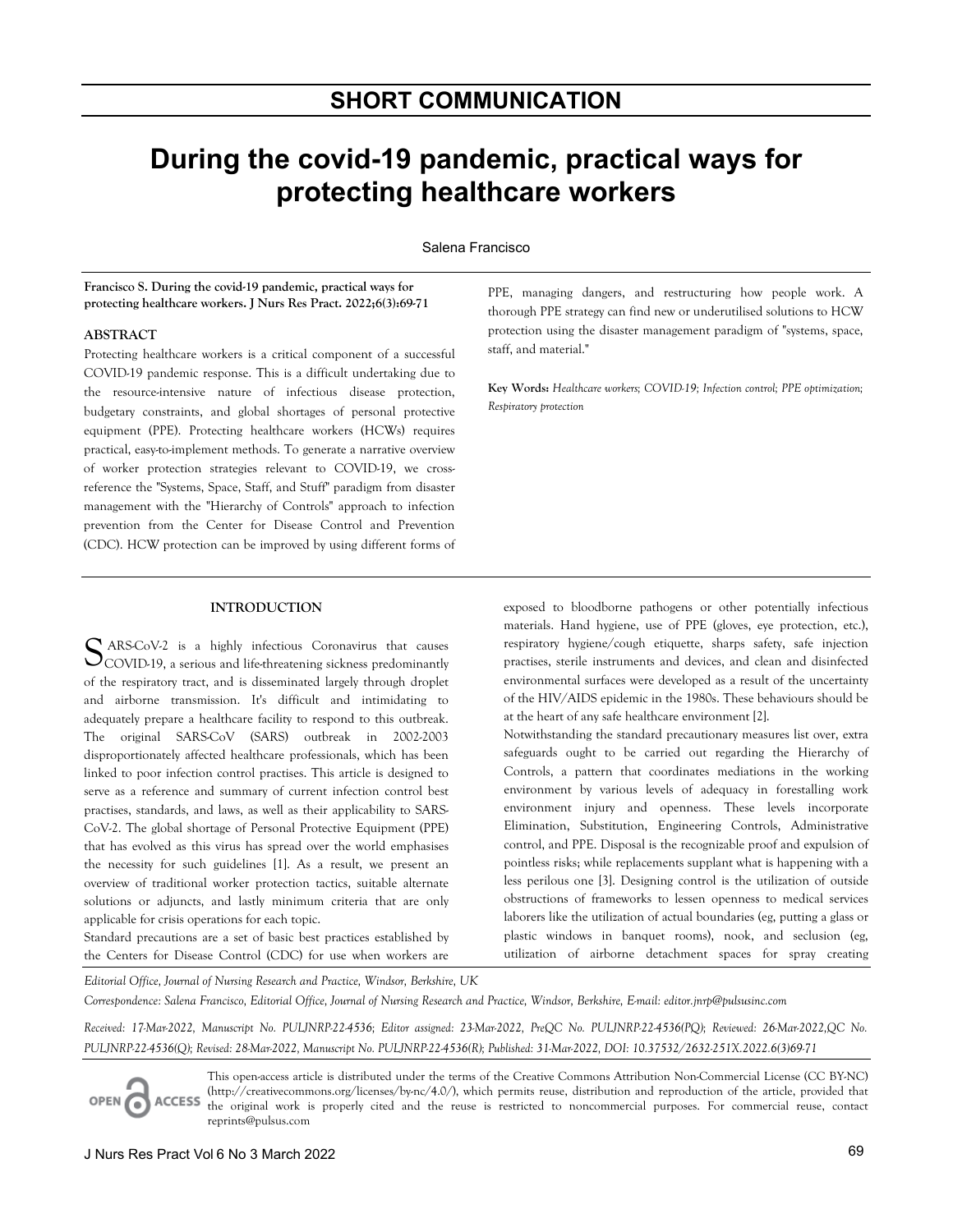## SHORT COMMUNICATION

# During the covid-19 pandemic, practical ways for protecting healthcare workers

Salena Francisco

**Francisco S. During the covid-19 pandemic, practical ways for protecting healthcare workers. J Nurs Res Pract. 2022;6(3):69-71**

### ABSTRACT

Protecting healthcare workers is a critical component of a successful COVID-19 pandemic response. This is a difficult undertaking due to the resource-intensive nature of infectious disease protection, budgetary constraints, and global shortages of personal protective equipment (PPE). Protecting healthcare workers (HCWs) requires practical, easy-to-implement methods. To generate a narrative overview of worker protection strategies relevant to COVID-19, we cross-reference the "Systems, Space, Staff, and Stuff" paradigm from disaster management with the "Hierarchy of Controls" approach to infection prevention from the Center for Disease Control and Prevention (CDC). HCW protection can be improved by using different forms of PPE, managing dangers, and restructuring how people work. A thorough PPE strategy can find new or underutilised solutions to HCW protection using the disaster management paradigm of "systems, space, staff, and material."

**Key Words:** *Healthcare workers; COVID-19; Infection control; PPE optimization; Respiratory protection*

### INTRODUCTION

SARS-CoV-2 is a highly infectious Coronavirus that causes COVID-19, a serious and life-threatening sickness predominantly of the respiratory tract, and is disseminated largely through droplet and airborne transmission. It's difficult and intimidating to adequately prepare a healthcare facility to respond to this outbreak. The original SARS-CoV (SARS) outbreak in 2002-2003 disproportionately affected healthcare professionals, which has been linked to poor infection control practises. This article is designed to serve as a reference and summary of current infection control best practises, standards, and laws, as well as their applicability to SARS-CoV-2. The global shortage of Personal Protective Equipment (PPE) that has evolved as this virus has spread over the world emphasises the necessity for such guidelines [1]. As a result, we present an overview of traditional worker protection tactics, suitable alternate solutions or adjuncts, and lastly minimum criteria that are only applicable for crisis operations for each topic.

Standard precautions are a set of basic best practices established by the Centers for Disease Control (CDC) for use when workers are exposed to bloodborne pathogens or other potentially infectious materials. Hand hygiene, use of PPE (gloves, eye protection, etc.), respiratory hygiene/cough etiquette, sharps safety, safe injection practises, sterile instruments and devices, and clean and disinfected environmental surfaces were developed as a result of the uncertainty of the HIV/AIDS epidemic in the 1980s. These behaviours should be at the heart of any safe healthcare environment [2].

Notwithstanding the standard precautionary measures list over, extra safeguards ought to be carried out regarding the Hierarchy of Controls, a pattern that coordinates mediations in the working environment by various levels of adequacy in forestalling work environment injury and openness. These levels incorporate Elimination, Substitution, Engineering Controls, Administrative control, and PPE. Disposal is the recognizable proof and expulsion of pointless risks; while replacements supplant what is happening with a less perilous one [3]. Designing control is the utilization of outside obstructions of frameworks to lessen openness to medical services laborers like the utilization of actual boundaries (eg, putting a glass or plastic windows in banquet rooms), nook, and seclusion (eg, utilization of airborne detachment spaces for spray creating

*Editorial Office, Journal of Nursing Research and Practice, Windsor, Berkshire, UK*

*Correspondence: Salena Francisco, Editorial Office, Journal of Nursing Research and Practice, Windsor, Berkshire, E-mail: editor.jnrp@pulsusinc.com*

*Received: 17-Mar-2022, Manuscript No. PULJNRP-22-4536; Editor assigned: 23-Mar-2022, PreQC No. PULJNRP-22-4536(PQ); Reviewed: 26-Mar-2022,QC No. PULJNRP-22-4536(Q); Revised: 28-Mar-2022, Manuscript No. PULJNRP-22-4536(R); Published: 31-Mar-2022, DOI: 10.37532/2632-251X.2022.6(3)69-71*

This open-access article is distributed under the terms of the Creative Commons Attribution Non-Commercial License (CC BY-NC) (http://creativecommons.org/licenses/by-nc/4.0/), which permits reuse, distribution and reproduction of the article, provided that the original work is properly cited and the reuse is restricted to noncommercial purposes. For commercial reuse, contact reprints@pulsus.com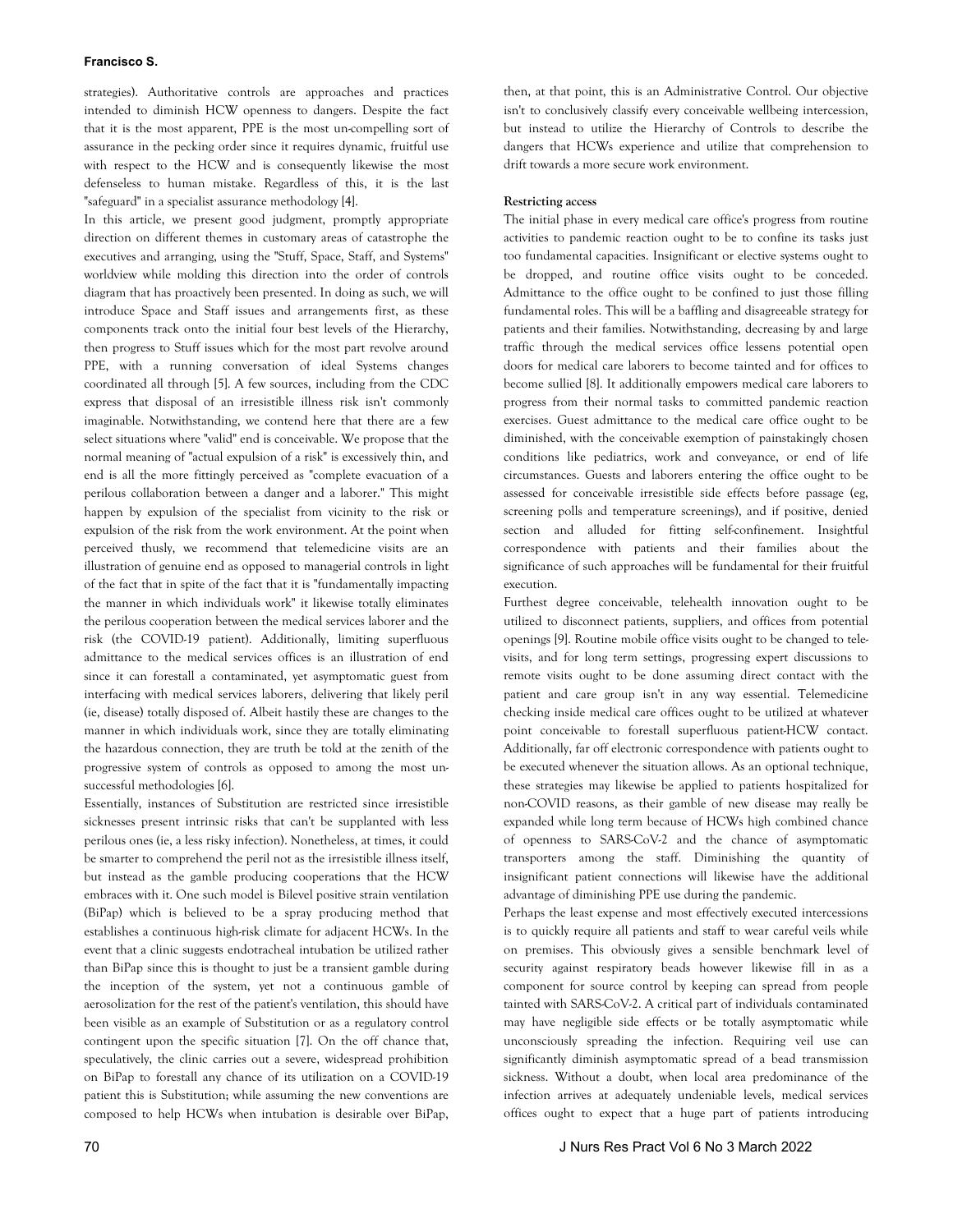strategies). Authoritative controls are approaches and practices intended to diminish HCW openness to dangers. Despite the fact that it is the most apparent, PPE is the most un-compelling sort of assurance in the pecking order since it requires dynamic, fruitful use with respect to the HCW and is consequently likewise the most defenseless to human mistake. Regardless of this, it is the last "safeguard" in a specialist assurance methodology [4].

In this article, we present good judgment, promptly appropriate direction on different themes in customary areas of catastrophe the executives and arranging, using the "Stuff, Space, Staff, and Systems" worldview while molding this direction into the order of controls diagram that has proactively been presented. In doing as such, we will introduce Space and Staff issues and arrangements first, as these components track onto the initial four best levels of the Hierarchy, then progress to Stuff issues which for the most part revolve around PPE, with a running conversation of ideal Systems changes coordinated all through [5]. A few sources, including from the CDC express that disposal of an irresistible illness risk isn't commonly imaginable. Notwithstanding, we contend here that there are a few select situations where "valid" end is conceivable. We propose that the normal meaning of "actual expulsion of a risk" is excessively thin, and end is all the more fittingly perceived as "complete evacuation of a perilous collaboration between a danger and a laborer." This might happen by expulsion of the specialist from vicinity to the risk or expulsion of the risk from the work environment. At the point when perceived thusly, we recommend that telemedicine visits are an illustration of genuine end as opposed to managerial controls in light of the fact that in spite of the fact that it is "fundamentally impacting the manner in which individuals work" it likewise totally eliminates the perilous cooperation between the medical services laborer and the risk (the COVID-19 patient). Additionally, limiting superfluous admittance to the medical services offices is an illustration of end since it can forestall a contaminated, yet asymptomatic guest from interfacing with medical services laborers, delivering that likely peril (ie, disease) totally disposed of. Albeit hastily these are changes to the manner in which individuals work, since they are totally eliminating the hazardous connection, they are truth be told at the zenith of the progressive system of controls as opposed to among the most un-successful methodologies [6].

Essentially, instances of Substitution are restricted since irresistible sicknesses present intrinsic risks that can't be supplanted with less perilous ones (ie, a less risky infection). Nonetheless, at times, it could be smarter to comprehend the peril not as the irresistible illness itself, but instead as the gamble producing cooperations that the HCW embraces with it. One such model is Bilevel positive strain ventilation (BiPap) which is believed to be a spray producing method that establishes a continuous high-risk climate for adjacent HCWs. In the event that a clinic suggests endotracheal intubation be utilized rather than BiPap since this is thought to just be a transient gamble during the inception of the system, yet not a continuous gamble of aerosolization for the rest of the patient's ventilation, this should have been visible as an example of Substitution or as a regulatory control contingent upon the specific situation [7]. On the off chance that, speculatively, the clinic carries out a severe, widespread prohibition on BiPap to forestall any chance of its utilization on a COVID-19 patient this is Substitution; while assuming the new conventions are composed to help HCWs when intubation is desirable over BiPap, then, at that point, this is an Administrative Control. Our objective isn't to conclusively classify every conceivable wellbeing intercession, but instead to utilize the Hierarchy of Controls to describe the dangers that HCWs experience and utilize that comprehension to drift towards a more secure work environment.

**Restricting access**

The initial phase in every medical care office's progress from routine activities to pandemic reaction ought to be to confine its tasks just too fundamental capacities. Insignificant or elective systems ought to be dropped, and routine office visits ought to be conceded. Admittance to the office ought to be confined to just those filling fundamental roles. This will be a baffling and disagreeable strategy for patients and their families. Notwithstanding, decreasing by and large traffic through the medical services office lessens potential open doors for medical care laborers to become tainted and for offices to become sullied [8]. It additionally empowers medical care laborers to progress from their normal tasks to committed pandemic reaction exercises. Guest admittance to the medical care office ought to be diminished, with the conceivable exemption of painstakingly chosen conditions like pediatrics, work and conveyance, or end of life circumstances. Guests and laborers entering the office ought to be assessed for conceivable irresistible side effects before passage (eg, screening polls and temperature screenings), and if positive, denied section and alluded for fitting self-confinement. Insightful correspondence with patients and their families about the significance of such approaches will be fundamental for their fruitful execution.

Furthest degree conceivable, telehealth innovation ought to be utilized to disconnect patients, suppliers, and offices from potential openings [9]. Routine mobile office visits ought to be changed to tele-visits, and for long term settings, progressing expert discussions to remote visits ought to be done assuming direct contact with the patient and care group isn't in any way essential. Telemedicine checking inside medical care offices ought to be utilized at whatever point conceivable to forestall superfluous patient-HCW contact. Additionally, far off electronic correspondence with patients ought to be executed whenever the situation allows. As an optional technique, these strategies may likewise be applied to patients hospitalized for non-COVID reasons, as their gamble of new disease may really be expanded while long term because of HCWs high combined chance of openness to SARS-CoV-2 and the chance of asymptomatic transporters among the staff. Diminishing the quantity of insignificant patient connections will likewise have the additional advantage of diminishing PPE use during the pandemic.

Perhaps the least expense and most effectively executed intercessions is to quickly require all patients and staff to wear careful veils while on premises. This obviously gives a sensible benchmark level of security against respiratory beads however likewise fill in as a component for source control by keeping can spread from people tainted with SARS-CoV-2. A critical part of individuals contaminated may have negligible side effects or be totally asymptomatic while unconsciously spreading the infection. Requiring veil use can significantly diminish asymptomatic spread of a bead transmission sickness. Without a doubt, when local area predominance of the infection arrives at adequately undeniable levels, medical services offices ought to expect that a huge part of patients introducing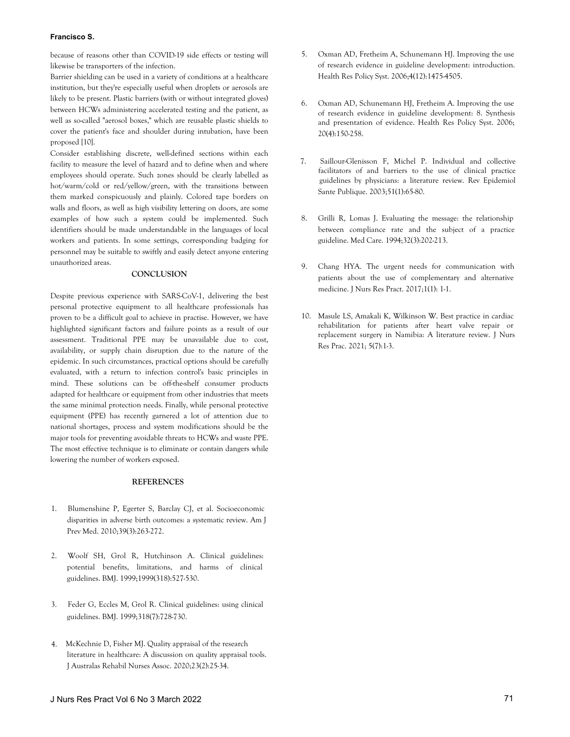because of reasons other than COVID-19 side effects or testing will likewise be transporters of the infection.

Barrier shielding can be used in a variety of conditions at a healthcare institution, but they're especially useful when droplets or aerosols are likely to be present. Plastic barriers (with or without integrated gloves) between HCWs administering accelerated testing and the patient, as well as so-called "aerosol boxes," which are reusable plastic shields to cover the patient's face and shoulder during intubation, have been proposed [10].

Consider establishing discrete, well-defined sections within each facility to measure the level of hazard and to define when and where employees should operate. Such zones should be clearly labelled as hot/warm/cold or red/yellow/green, with the transitions between them marked conspicuously and plainly. Colored tape borders on walls and floors, as well as high visibility lettering on doors, are some examples of how such a system could be implemented. Such identifiers should be made understandable in the languages of local workers and patients. In some settings, corresponding badging for personnel may be suitable to swiftly and easily detect anyone entering unauthorized areas.

## CONCLUSION

Despite previous experience with SARS-CoV-1, delivering the best personal protective equipment to all healthcare professionals has proven to be a difficult goal to achieve in practise. However, we have highlighted significant factors and failure points as a result of our assessment. Traditional PPE may be unavailable due to cost, availability, or supply chain disruption due to the nature of the epidemic. In such circumstances, practical options should be carefully evaluated, with a return to infection control's basic principles in mind. These solutions can be off-the-shelf consumer products adapted for healthcare or equipment from other industries that meets the same minimal protection needs. Finally, while personal protective equipment (PPE) has recently garnered a lot of attention due to national shortages, process and system modifications should be the major tools for preventing avoidable threats to HCWs and waste PPE. The most effective technique is to eliminate or contain dangers while lowering the number of workers exposed.

## REFERENCES

1. Blumenshine P, Egerter S, Barclay CJ, et al. Socioeconomic disparities in adverse birth outcomes: a systematic review. Am J Prev Med. 2010;39(3):263-272.
2. Woolf SH, Grol R, Hutchinson A. Clinical guidelines: potential benefits, limitations, and harms of clinical guidelines. BMJ. 1999;1999(318):527-530.
3. Feder G, Eccles M, Grol R. Clinical guidelines: using clinical guidelines. BMJ. 1999;318(7):728-730.
4. McKechnie D, Fisher MJ. Quality appraisal of the research literature in healthcare: A discussion on quality appraisal tools. J Australas Rehabil Nurses Assoc. 2020;23(2):25-34.
5. Oxman AD, Fretheim A, Schunemann HJ. Improving the use of research evidence in guideline development: introduction. Health Res Policy Syst. 2006;4(12):1475-4505.
6. Oxman AD, Schunemann HJ, Fretheim A. Improving the use of research evidence in guideline development: 8. Synthesis and presentation of evidence. Health Res Policy Syst. 2006; 20(4):150-258.
7. Saillour-Glenisson F, Michel P. Individual and collective facilitators of and barriers to the use of clinical practice guidelines by physicians: a literature review. Rev Epidemiol Sante Publique. 2003;51(1):65-80.
8. Grilli R, Lomas J. Evaluating the message: the relationship between compliance rate and the subject of a practice guideline. Med Care. 1994;32(3):202-213.
9. Chang HYA. The urgent needs for communication with patients about the use of complementary and alternative medicine. J Nurs Res Pract. 2017;1(1): 1-1.
10. Masule LS, Amakali K, Wilkinson W. Best practice in cardiac rehabilitation for patients after heart valve repair or replacement surgery in Namibia: A literature review. J Nurs Res Prac. 2021; 5(7):1-3.